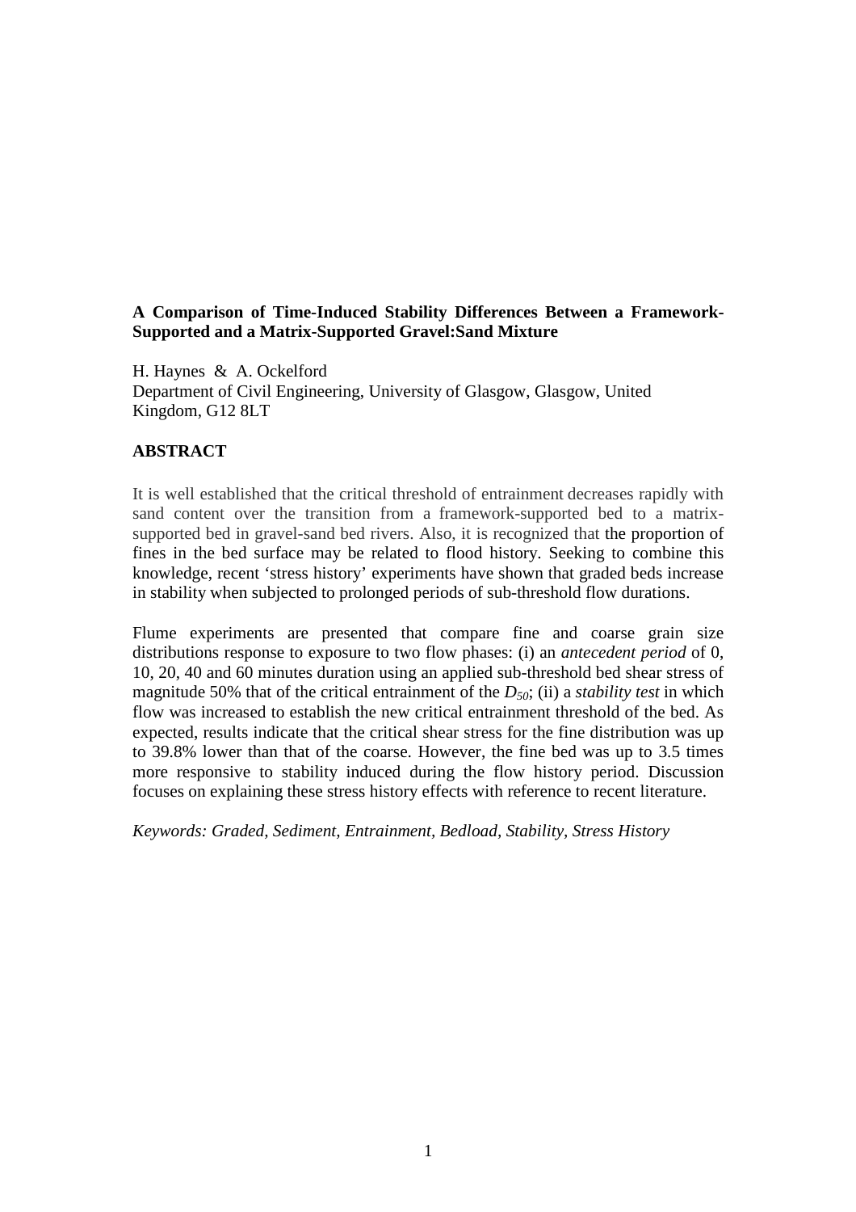**A Comparison of Time-Induced Stability Differences Between a Framework-Supported and a Matrix-Supported Gravel:Sand Mixture**

H. Haynes & A. Ockelford
Department of Civil Engineering, University of Glasgow, Glasgow, United Kingdom, G12 8LT

## ABSTRACT

It is well established that the critical threshold of entrainment decreases rapidly with sand content over the transition from a framework-supported bed to a matrix-supported bed in gravel-sand bed rivers. Also, it is recognized that the proportion of fines in the bed surface may be related to flood history. Seeking to combine this knowledge, recent 'stress history' experiments have shown that graded beds increase in stability when subjected to prolonged periods of sub-threshold flow durations.

Flume experiments are presented that compare fine and coarse grain size distributions response to exposure to two flow phases: (i) an *antecedent period* of 0, 10, 20, 40 and 60 minutes duration using an applied sub-threshold bed shear stress of magnitude 50% that of the critical entrainment of the $D_{50}$; (ii) a *stability test* in which flow was increased to establish the new critical entrainment threshold of the bed. As expected, results indicate that the critical shear stress for the fine distribution was up to 39.8% lower than that of the coarse. However, the fine bed was up to 3.5 times more responsive to stability induced during the flow history period. Discussion focuses on explaining these stress history effects with reference to recent literature.

*Keywords: Graded, Sediment, Entrainment, Bedload, Stability, Stress History*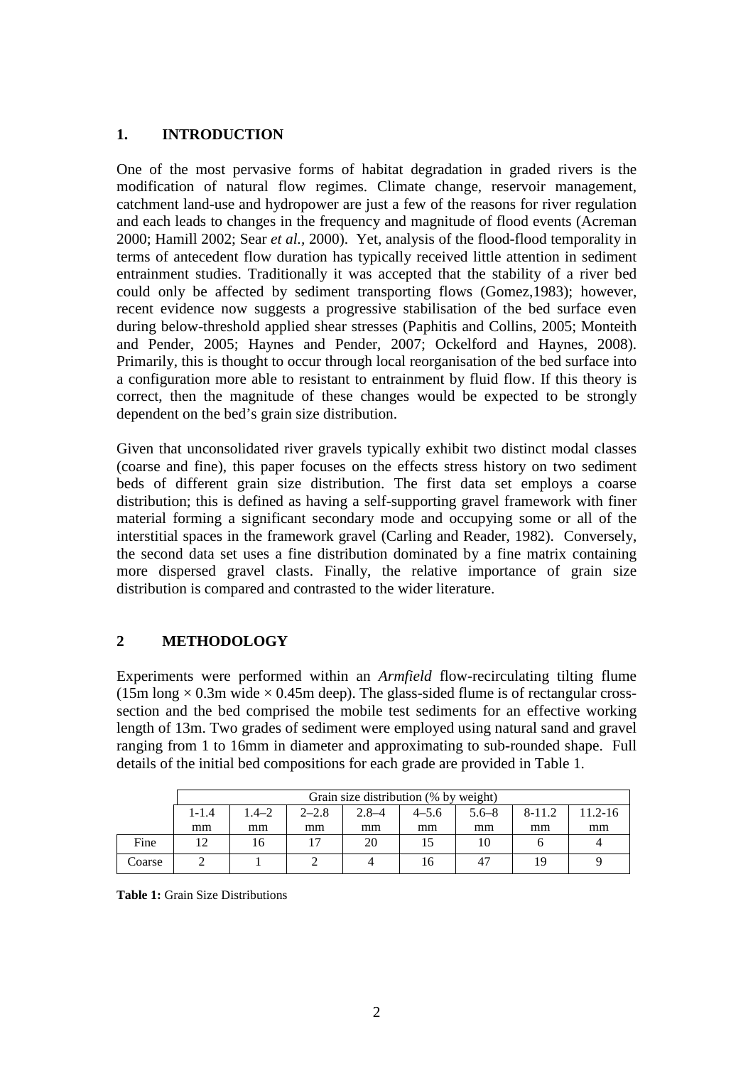## 1. INTRODUCTION

One of the most pervasive forms of habitat degradation in graded rivers is the modification of natural flow regimes. Climate change, reservoir management, catchment land-use and hydropower are just a few of the reasons for river regulation and each leads to changes in the frequency and magnitude of flood events (Acreman 2000; Hamill 2002; Sear *et al.*, 2000). Yet, analysis of the flood-flood temporality in terms of antecedent flow duration has typically received little attention in sediment entrainment studies. Traditionally it was accepted that the stability of a river bed could only be affected by sediment transporting flows (Gomez,1983); however, recent evidence now suggests a progressive stabilisation of the bed surface even during below-threshold applied shear stresses (Paphitis and Collins, 2005; Monteith and Pender, 2005; Haynes and Pender, 2007; Ockelford and Haynes, 2008). Primarily, this is thought to occur through local reorganisation of the bed surface into a configuration more able to resistant to entrainment by fluid flow. If this theory is correct, then the magnitude of these changes would be expected to be strongly dependent on the bed's grain size distribution.

Given that unconsolidated river gravels typically exhibit two distinct modal classes (coarse and fine), this paper focuses on the effects stress history on two sediment beds of different grain size distribution. The first data set employs a coarse distribution; this is defined as having a self-supporting gravel framework with finer material forming a significant secondary mode and occupying some or all of the interstitial spaces in the framework gravel (Carling and Reader, 1982). Conversely, the second data set uses a fine distribution dominated by a fine matrix containing more dispersed gravel clasts. Finally, the relative importance of grain size distribution is compared and contrasted to the wider literature.

## 2 METHODOLOGY

Experiments were performed within an *Armfield* flow-recirculating tilting flume (15m long × 0.3m wide × 0.45m deep). The glass-sided flume is of rectangular cross-section and the bed comprised the mobile test sediments for an effective working length of 13m. Two grades of sediment were employed using natural sand and gravel ranging from 1 to 16mm in diameter and approximating to sub-rounded shape. Full details of the initial bed compositions for each grade are provided in Table 1.

| | Grain size distribution (% by weight) | | | | | | | |
|---|---|---|---|---|---|---|---|---|
| | 1-1.4 mm | 1.4–2 mm | 2–2.8 mm | 2.8–4 mm | 4–5.6 mm | 5.6–8 mm | 8-11.2 mm | 11.2-16 mm |
| Fine | 12 | 16 | 17 | 20 | 15 | 10 | 6 | 4 |
| Coarse | 2 | 1 | 2 | 4 | 16 | 47 | 19 | 9 |

**Table 1:** Grain Size Distributions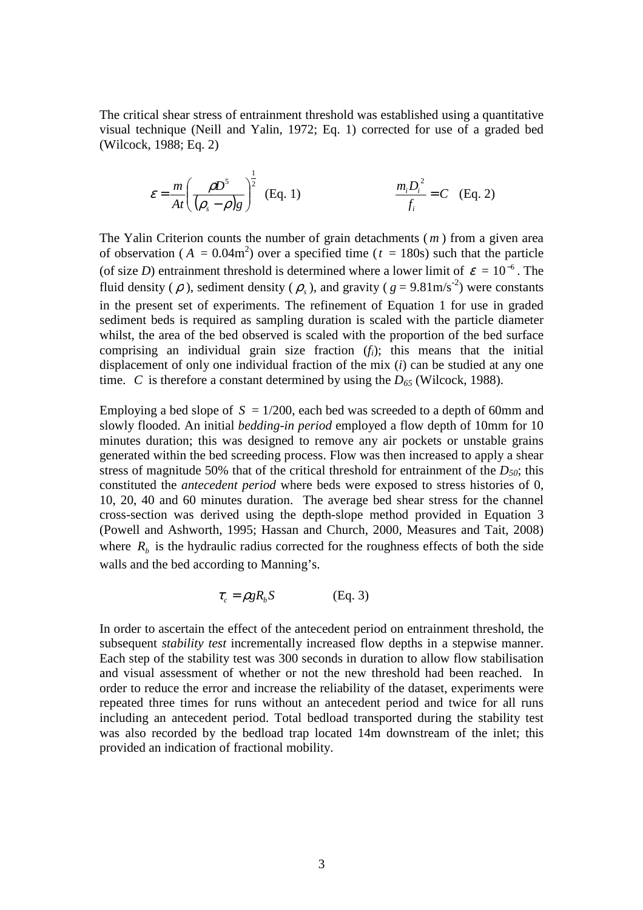The critical shear stress of entrainment threshold was established using a quantitative visual technique (Neill and Yalin, 1972; Eq. 1) corrected for use of a graded bed (Wilcock, 1988; Eq. 2)

$$\varepsilon = \frac{m}{At}\left(\frac{\rho D^5}{(\rho_s - \rho)g}\right)^{\frac{1}{2}} \quad \text{(Eq. 1)} \qquad\qquad \frac{m_i D_i^{\,2}}{f_i} = C \quad \text{(Eq. 2)}$$

The Yalin Criterion counts the number of grain detachments ( $m$ ) from a given area of observation ( $A$ = 0.04m$^2$) over a specified time ( $t$ = 180s) such that the particle (of size $D$) entrainment threshold is determined where a lower limit of $\varepsilon = 10^{-6}$. The fluid density ( $\rho$ ), sediment density ( $\rho_s$ ), and gravity ( $g$ = 9.81m/s$^{-2}$) were constants in the present set of experiments. The refinement of Equation 1 for use in graded sediment beds is required as sampling duration is scaled with the particle diameter whilst, the area of the bed observed is scaled with the proportion of the bed surface comprising an individual grain size fraction ($f_i$); this means that the initial displacement of only one individual fraction of the mix ($i$) can be studied at any one time. $C$ is therefore a constant determined by using the $D_{65}$ (Wilcock, 1988).

Employing a bed slope of $S$ = 1/200, each bed was screeded to a depth of 60mm and slowly flooded. An initial *bedding-in period* employed a flow depth of 10mm for 10 minutes duration; this was designed to remove any air pockets or unstable grains generated within the bed screeding process. Flow was then increased to apply a shear stress of magnitude 50% that of the critical threshold for entrainment of the $D_{50}$; this constituted the *antecedent period* where beds were exposed to stress histories of 0, 10, 20, 40 and 60 minutes duration. The average bed shear stress for the channel cross-section was derived using the depth-slope method provided in Equation 3 (Powell and Ashworth, 1995; Hassan and Church, 2000, Measures and Tait, 2008) where $R_b$ is the hydraulic radius corrected for the roughness effects of both the side walls and the bed according to Manning's.

$$\tau_c = \rho g R_b S \qquad\qquad \text{(Eq. 3)}$$

In order to ascertain the effect of the antecedent period on entrainment threshold, the subsequent *stability test* incrementally increased flow depths in a stepwise manner. Each step of the stability test was 300 seconds in duration to allow flow stabilisation and visual assessment of whether or not the new threshold had been reached. In order to reduce the error and increase the reliability of the dataset, experiments were repeated three times for runs without an antecedent period and twice for all runs including an antecedent period. Total bedload transported during the stability test was also recorded by the bedload trap located 14m downstream of the inlet; this provided an indication of fractional mobility.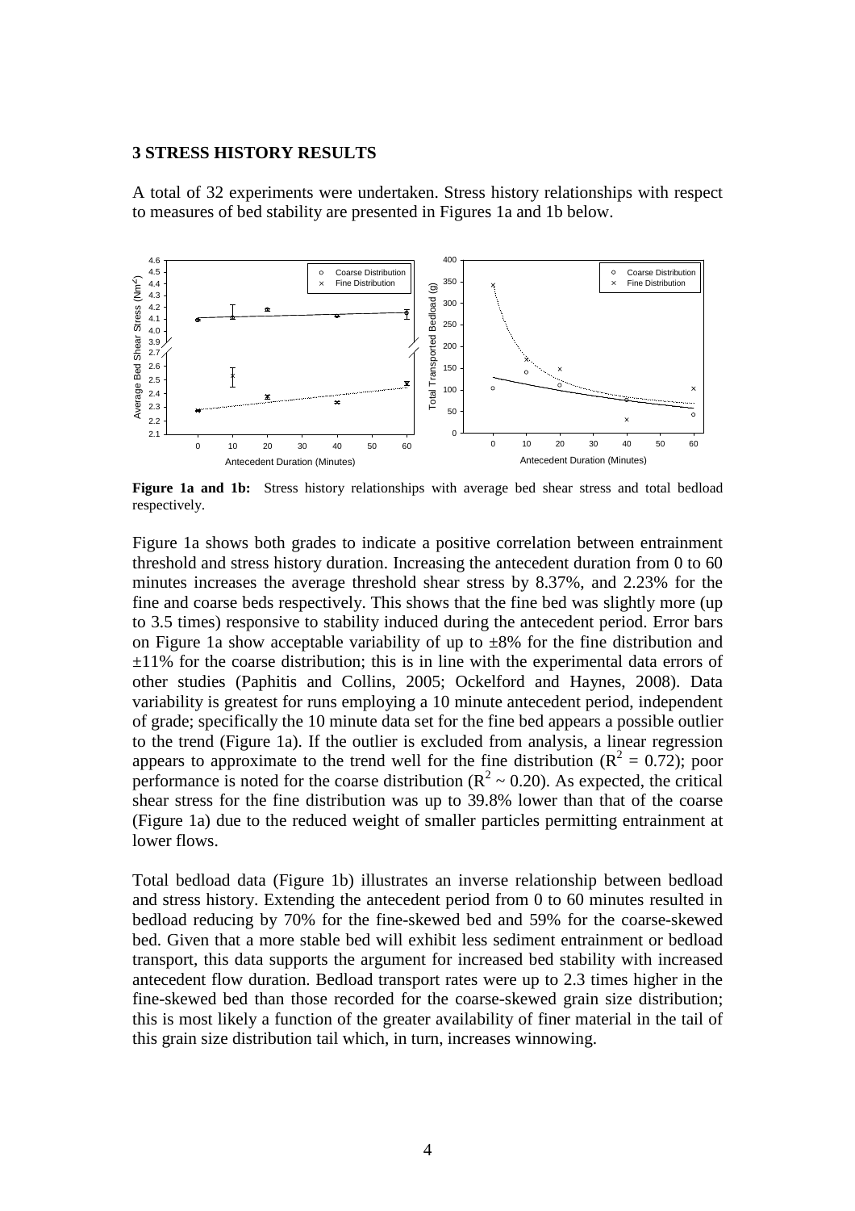## 3 STRESS HISTORY RESULTS

A total of 32 experiments were undertaken. Stress history relationships with respect to measures of bed stability are presented in Figures 1a and 1b below.

**Figure 1a and 1b:** Stress history relationships with average bed shear stress and total bedload respectively.

Figure 1a shows both grades to indicate a positive correlation between entrainment threshold and stress history duration. Increasing the antecedent duration from 0 to 60 minutes increases the average threshold shear stress by 8.37%, and 2.23% for the fine and coarse beds respectively. This shows that the fine bed was slightly more (up to 3.5 times) responsive to stability induced during the antecedent period. Error bars on Figure 1a show acceptable variability of up to ±8% for the fine distribution and ±11% for the coarse distribution; this is in line with the experimental data errors of other studies (Paphitis and Collins, 2005; Ockelford and Haynes, 2008). Data variability is greatest for runs employing a 10 minute antecedent period, independent of grade; specifically the 10 minute data set for the fine bed appears a possible outlier to the trend (Figure 1a). If the outlier is excluded from analysis, a linear regression appears to approximate to the trend well for the fine distribution ($R^2 = 0.72$); poor performance is noted for the coarse distribution ($R^2 \sim 0.20$). As expected, the critical shear stress for the fine distribution was up to 39.8% lower than that of the coarse (Figure 1a) due to the reduced weight of smaller particles permitting entrainment at lower flows.

Total bedload data (Figure 1b) illustrates an inverse relationship between bedload and stress history. Extending the antecedent period from 0 to 60 minutes resulted in bedload reducing by 70% for the fine-skewed bed and 59% for the coarse-skewed bed. Given that a more stable bed will exhibit less sediment entrainment or bedload transport, this data supports the argument for increased bed stability with increased antecedent flow duration. Bedload transport rates were up to 2.3 times higher in the fine-skewed bed than those recorded for the coarse-skewed grain size distribution; this is most likely a function of the greater availability of finer material in the tail of this grain size distribution tail which, in turn, increases winnowing.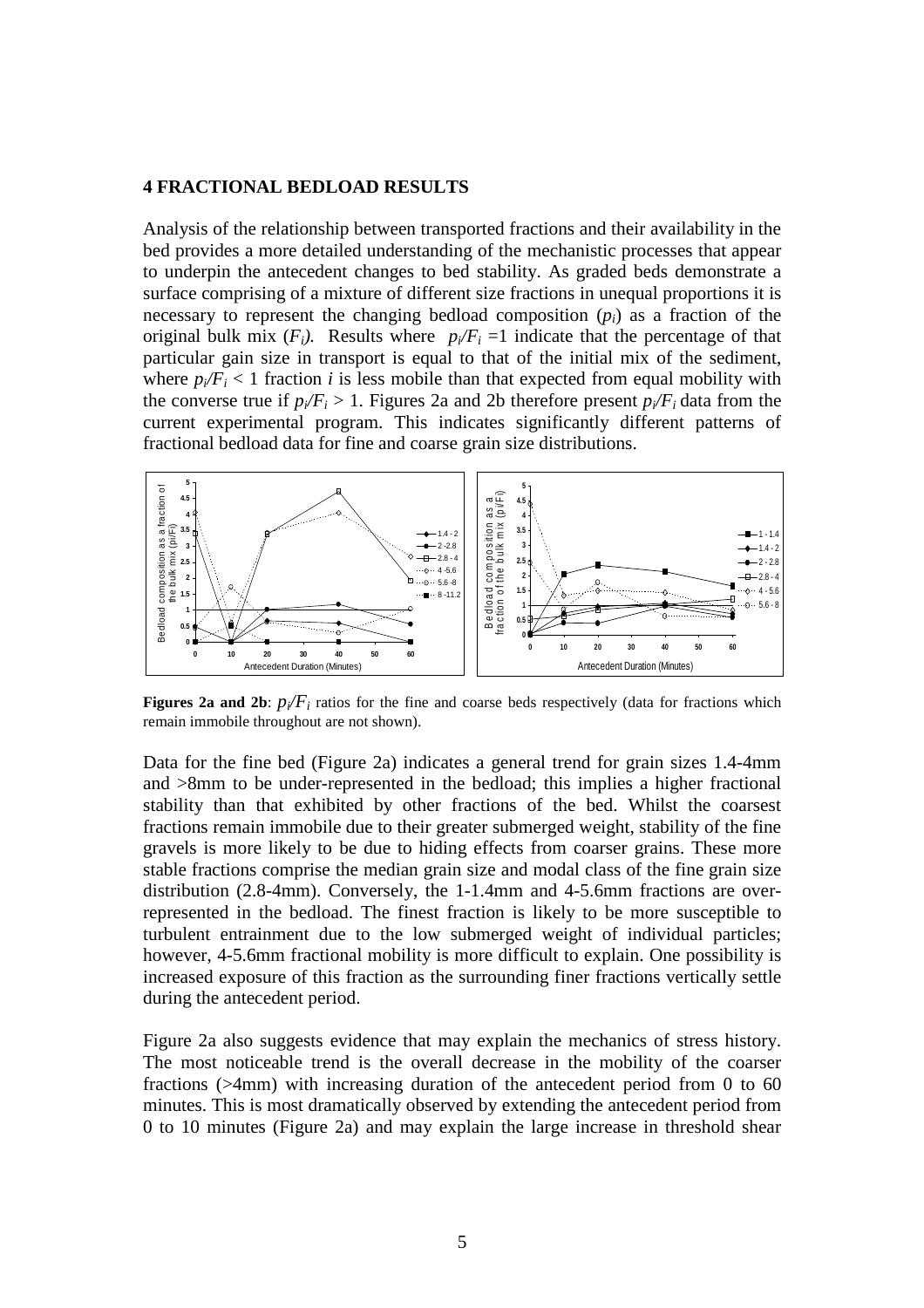## 4 FRACTIONAL BEDLOAD RESULTS

Analysis of the relationship between transported fractions and their availability in the bed provides a more detailed understanding of the mechanistic processes that appear to underpin the antecedent changes to bed stability. As graded beds demonstrate a surface comprising of a mixture of different size fractions in unequal proportions it is necessary to represent the changing bedload composition ($p_i$) as a fraction of the original bulk mix ($F_i$). Results where $p_i/F_i = 1$ indicate that the percentage of that particular gain size in transport is equal to that of the initial mix of the sediment, where $p_i/F_i < 1$ fraction $i$ is less mobile than that expected from equal mobility with the converse true if $p_i/F_i > 1$. Figures 2a and 2b therefore present $p_i/F_i$ data from the current experimental program. This indicates significantly different patterns of fractional bedload data for fine and coarse grain size distributions.

**Figures 2a and 2b**: $p_i/F_i$ ratios for the fine and coarse beds respectively (data for fractions which remain immobile throughout are not shown).

Data for the fine bed (Figure 2a) indicates a general trend for grain sizes 1.4-4mm and >8mm to be under-represented in the bedload; this implies a higher fractional stability than that exhibited by other fractions of the bed. Whilst the coarsest fractions remain immobile due to their greater submerged weight, stability of the fine gravels is more likely to be due to hiding effects from coarser grains. These more stable fractions comprise the median grain size and modal class of the fine grain size distribution (2.8-4mm). Conversely, the 1-1.4mm and 4-5.6mm fractions are over-represented in the bedload. The finest fraction is likely to be more susceptible to turbulent entrainment due to the low submerged weight of individual particles; however, 4-5.6mm fractional mobility is more difficult to explain. One possibility is increased exposure of this fraction as the surrounding finer fractions vertically settle during the antecedent period.

Figure 2a also suggests evidence that may explain the mechanics of stress history. The most noticeable trend is the overall decrease in the mobility of the coarser fractions (>4mm) with increasing duration of the antecedent period from 0 to 60 minutes. This is most dramatically observed by extending the antecedent period from 0 to 10 minutes (Figure 2a) and may explain the large increase in threshold shear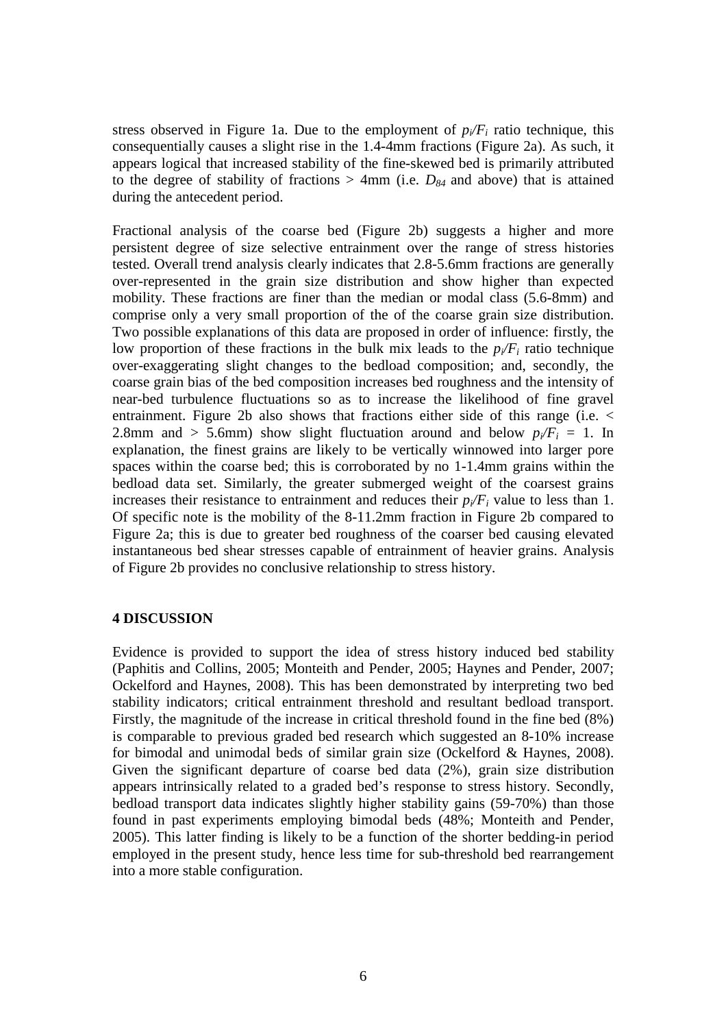stress observed in Figure 1a. Due to the employment of $p_i/F_i$ ratio technique, this consequentially causes a slight rise in the 1.4-4mm fractions (Figure 2a). As such, it appears logical that increased stability of the fine-skewed bed is primarily attributed to the degree of stability of fractions > 4mm (i.e. $D_{84}$ and above) that is attained during the antecedent period.

Fractional analysis of the coarse bed (Figure 2b) suggests a higher and more persistent degree of size selective entrainment over the range of stress histories tested. Overall trend analysis clearly indicates that 2.8-5.6mm fractions are generally over-represented in the grain size distribution and show higher than expected mobility. These fractions are finer than the median or modal class (5.6-8mm) and comprise only a very small proportion of the of the coarse grain size distribution. Two possible explanations of this data are proposed in order of influence: firstly, the low proportion of these fractions in the bulk mix leads to the $p_i/F_i$ ratio technique over-exaggerating slight changes to the bedload composition; and, secondly, the coarse grain bias of the bed composition increases bed roughness and the intensity of near-bed turbulence fluctuations so as to increase the likelihood of fine gravel entrainment. Figure 2b also shows that fractions either side of this range (i.e. < 2.8mm and > 5.6mm) show slight fluctuation around and below $p_i/F_i$ = 1. In explanation, the finest grains are likely to be vertically winnowed into larger pore spaces within the coarse bed; this is corroborated by no 1-1.4mm grains within the bedload data set. Similarly, the greater submerged weight of the coarsest grains increases their resistance to entrainment and reduces their $p_i/F_i$ value to less than 1. Of specific note is the mobility of the 8-11.2mm fraction in Figure 2b compared to Figure 2a; this is due to greater bed roughness of the coarser bed causing elevated instantaneous bed shear stresses capable of entrainment of heavier grains. Analysis of Figure 2b provides no conclusive relationship to stress history.

## 4 DISCUSSION

Evidence is provided to support the idea of stress history induced bed stability (Paphitis and Collins, 2005; Monteith and Pender, 2005; Haynes and Pender, 2007; Ockelford and Haynes, 2008). This has been demonstrated by interpreting two bed stability indicators; critical entrainment threshold and resultant bedload transport. Firstly, the magnitude of the increase in critical threshold found in the fine bed (8%) is comparable to previous graded bed research which suggested an 8-10% increase for bimodal and unimodal beds of similar grain size (Ockelford & Haynes, 2008). Given the significant departure of coarse bed data (2%), grain size distribution appears intrinsically related to a graded bed's response to stress history. Secondly, bedload transport data indicates slightly higher stability gains (59-70%) than those found in past experiments employing bimodal beds (48%; Monteith and Pender, 2005). This latter finding is likely to be a function of the shorter bedding-in period employed in the present study, hence less time for sub-threshold bed rearrangement into a more stable configuration.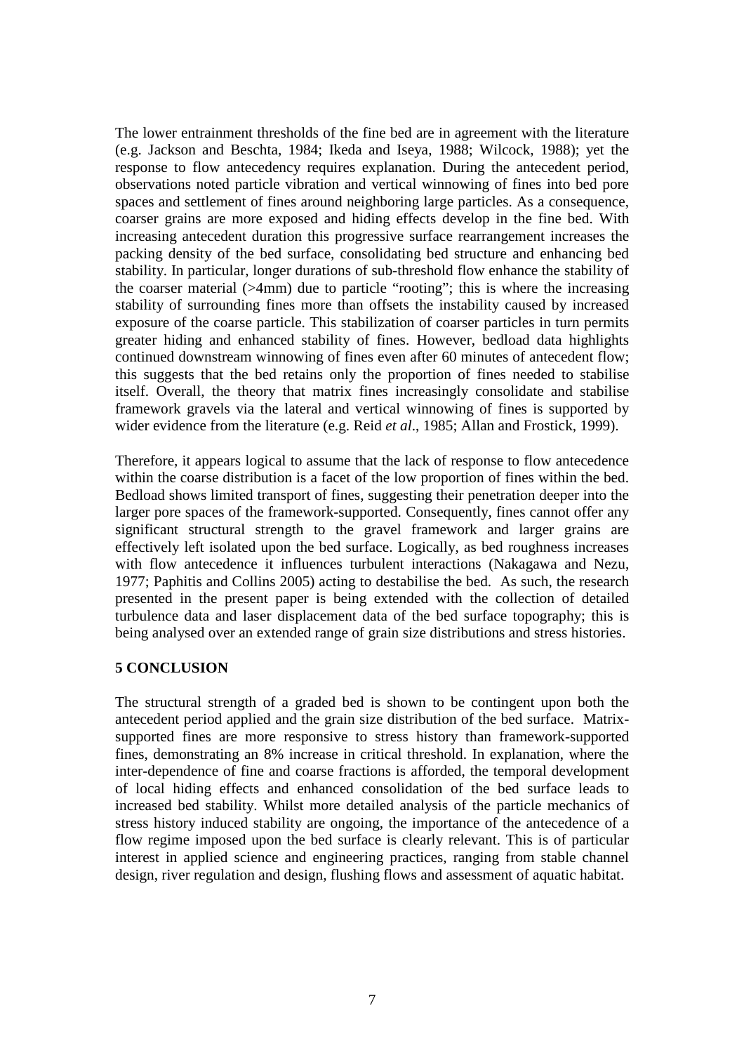The lower entrainment thresholds of the fine bed are in agreement with the literature (e.g. Jackson and Beschta, 1984; Ikeda and Iseya, 1988; Wilcock, 1988); yet the response to flow antecedency requires explanation. During the antecedent period, observations noted particle vibration and vertical winnowing of fines into bed pore spaces and settlement of fines around neighboring large particles. As a consequence, coarser grains are more exposed and hiding effects develop in the fine bed. With increasing antecedent duration this progressive surface rearrangement increases the packing density of the bed surface, consolidating bed structure and enhancing bed stability. In particular, longer durations of sub-threshold flow enhance the stability of the coarser material (>4mm) due to particle "rooting"; this is where the increasing stability of surrounding fines more than offsets the instability caused by increased exposure of the coarse particle. This stabilization of coarser particles in turn permits greater hiding and enhanced stability of fines. However, bedload data highlights continued downstream winnowing of fines even after 60 minutes of antecedent flow; this suggests that the bed retains only the proportion of fines needed to stabilise itself. Overall, the theory that matrix fines increasingly consolidate and stabilise framework gravels via the lateral and vertical winnowing of fines is supported by wider evidence from the literature (e.g. Reid *et al*., 1985; Allan and Frostick, 1999).

Therefore, it appears logical to assume that the lack of response to flow antecedence within the coarse distribution is a facet of the low proportion of fines within the bed. Bedload shows limited transport of fines, suggesting their penetration deeper into the larger pore spaces of the framework-supported. Consequently, fines cannot offer any significant structural strength to the gravel framework and larger grains are effectively left isolated upon the bed surface. Logically, as bed roughness increases with flow antecedence it influences turbulent interactions (Nakagawa and Nezu, 1977; Paphitis and Collins 2005) acting to destabilise the bed. As such, the research presented in the present paper is being extended with the collection of detailed turbulence data and laser displacement data of the bed surface topography; this is being analysed over an extended range of grain size distributions and stress histories.

## 5 CONCLUSION

The structural strength of a graded bed is shown to be contingent upon both the antecedent period applied and the grain size distribution of the bed surface. Matrix-supported fines are more responsive to stress history than framework-supported fines, demonstrating an 8% increase in critical threshold. In explanation, where the inter-dependence of fine and coarse fractions is afforded, the temporal development of local hiding effects and enhanced consolidation of the bed surface leads to increased bed stability. Whilst more detailed analysis of the particle mechanics of stress history induced stability are ongoing, the importance of the antecedence of a flow regime imposed upon the bed surface is clearly relevant. This is of particular interest in applied science and engineering practices, ranging from stable channel design, river regulation and design, flushing flows and assessment of aquatic habitat.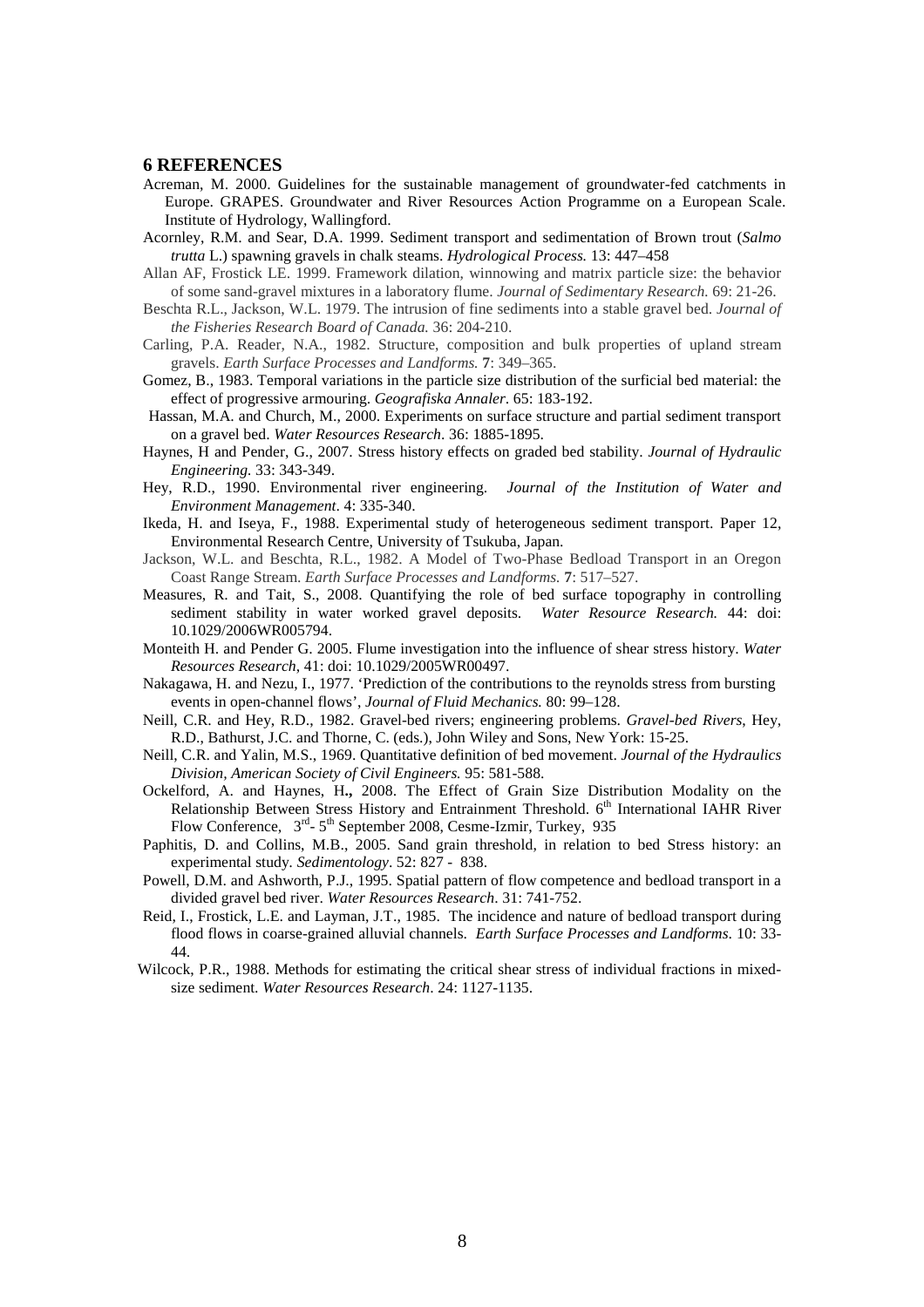## 6 REFERENCES

Acreman, M. 2000. Guidelines for the sustainable management of groundwater-fed catchments in Europe. GRAPES. Groundwater and River Resources Action Programme on a European Scale. Institute of Hydrology, Wallingford.

Acornley, R.M. and Sear, D.A. 1999. Sediment transport and sedimentation of Brown trout (*Salmo trutta* L.) spawning gravels in chalk steams. *Hydrological Process.* 13: 447–458

Allan AF, Frostick LE. 1999. Framework dilation, winnowing and matrix particle size: the behavior of some sand-gravel mixtures in a laboratory flume. *Journal of Sedimentary Research.* 69: 21-26.

Beschta R.L., Jackson, W.L. 1979. The intrusion of fine sediments into a stable gravel bed. *Journal of the Fisheries Research Board of Canada.* 36: 204-210.

Carling, P.A. Reader, N.A., 1982. Structure, composition and bulk properties of upland stream gravels. *Earth Surface Processes and Landforms.* **7**: 349–365.

Gomez, B., 1983. Temporal variations in the particle size distribution of the surficial bed material: the effect of progressive armouring. *Geografiska Annaler*. 65: 183-192.

Hassan, M.A. and Church, M., 2000. Experiments on surface structure and partial sediment transport on a gravel bed. *Water Resources Research*. 36: 1885-1895.

Haynes, H and Pender, G., 2007. Stress history effects on graded bed stability. *Journal of Hydraulic Engineering.* 33: 343-349.

Hey, R.D., 1990. Environmental river engineering. *Journal of the Institution of Water and Environment Management*. 4: 335-340.

Ikeda, H. and Iseya, F., 1988. Experimental study of heterogeneous sediment transport. Paper 12, Environmental Research Centre, University of Tsukuba, Japan.

Jackson, W.L. and Beschta, R.L., 1982. A Model of Two-Phase Bedload Transport in an Oregon Coast Range Stream. *Earth Surface Processes and Landforms.* **7**: 517–527.

Measures, R. and Tait, S., 2008. Quantifying the role of bed surface topography in controlling sediment stability in water worked gravel deposits. *Water Resource Research.* 44: doi: 10.1029/2006WR005794.

Monteith H. and Pender G. 2005. Flume investigation into the influence of shear stress history. *Water Resources Research*, 41: doi: 10.1029/2005WR00497.

Nakagawa, H. and Nezu, I., 1977. 'Prediction of the contributions to the reynolds stress from bursting events in open-channel flows', *Journal of Fluid Mechanics.* 80: 99–128.

Neill, C.R. and Hey, R.D., 1982. Gravel-bed rivers; engineering problems. *Gravel-bed Rivers*, Hey, R.D., Bathurst, J.C. and Thorne, C. (eds.), John Wiley and Sons, New York: 15-25.

Neill, C.R. and Yalin, M.S., 1969. Quantitative definition of bed movement. *Journal of the Hydraulics Division, American Society of Civil Engineers.* 95: 581-588.

Ockelford, A. and Haynes, H**.,** 2008. The Effect of Grain Size Distribution Modality on the Relationship Between Stress History and Entrainment Threshold. 6th International IAHR River Flow Conference, 3rd- 5th September 2008, Cesme-Izmir, Turkey, 935

Paphitis, D. and Collins, M.B., 2005. Sand grain threshold, in relation to bed Stress history: an experimental study. *Sedimentology*. 52: 827 - 838.

Powell, D.M. and Ashworth, P.J., 1995. Spatial pattern of flow competence and bedload transport in a divided gravel bed river. *Water Resources Research*. 31: 741-752.

Reid, I., Frostick, L.E. and Layman, J.T., 1985. The incidence and nature of bedload transport during flood flows in coarse-grained alluvial channels. *Earth Surface Processes and Landforms*. 10: 33-44.

Wilcock, P.R., 1988. Methods for estimating the critical shear stress of individual fractions in mixed-size sediment. *Water Resources Research*. 24: 1127-1135.